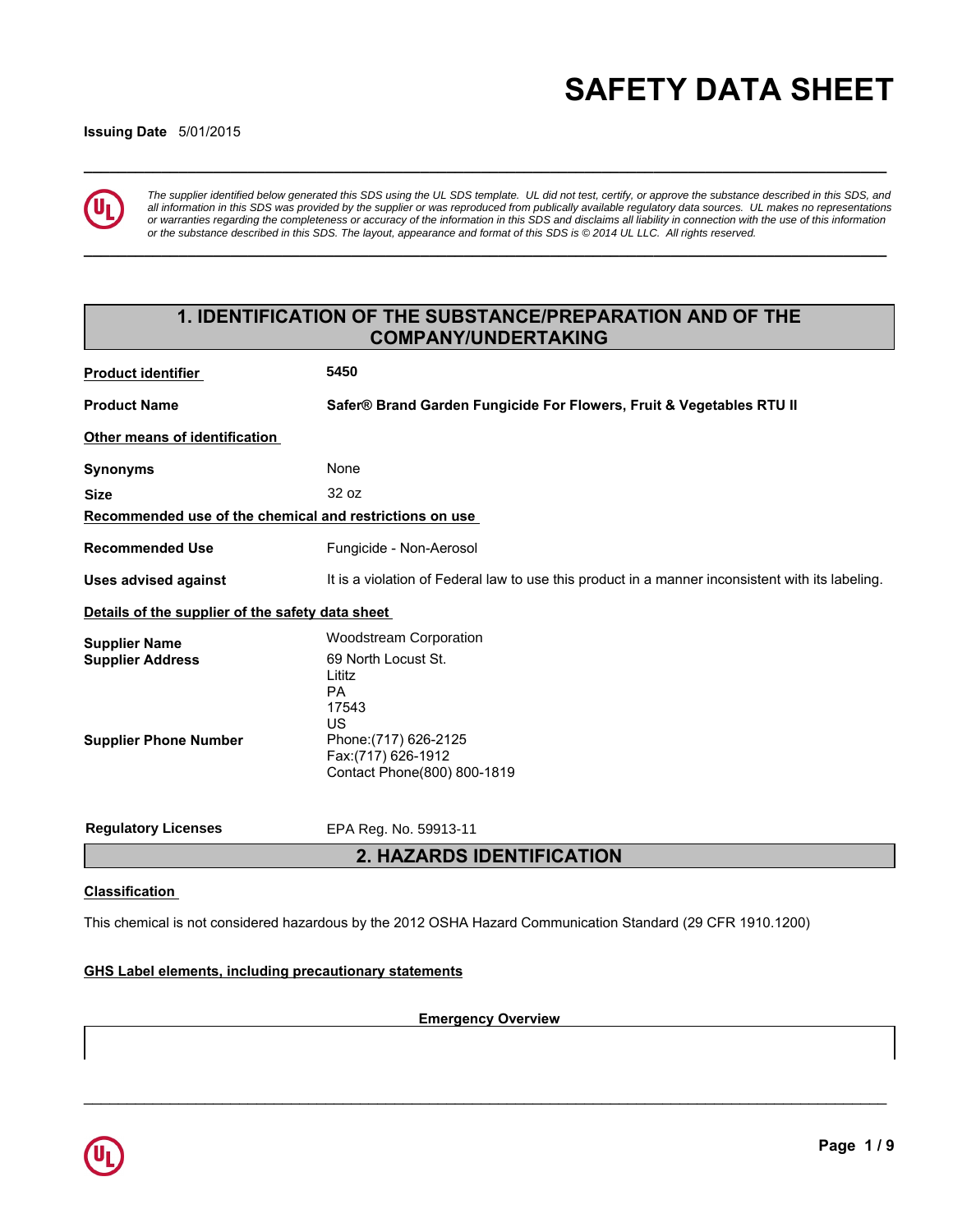# SAFETY DATA SHEET

**Issuing Date** 5/01/2015

*The supplier identified below generated this SDS using the UL SDS template. UL did not test, certify, or approve the substance described in this SDS, and all information in this SDS was provided by the supplier or was reproduced from publically available regulatory data sources. UL makes no representations or warranties regarding the completeness or accuracy of the information in this SDS and disclaims all liability in connection with the use of this information or the substance described in this SDS. The layout, appearance and format of this SDS is © 2014 UL LLC. All rights reserved.*

## 1. IDENTIFICATION OF THE SUBSTANCE/PREPARATION AND OF THE COMPANY/UNDERTAKING

**Product identifier** — **5450**

**Product Name** — **Safer® Brand Garden Fungicide For Flowers, Fruit & Vegetables RTU II**

**Other means of identification**

**Synonyms** — None

**Size** — 32 oz

**Recommended use of the chemical and restrictions on use**

**Recommended Use** — Fungicide - Non-Aerosol

**Uses advised against** — It is a violation of Federal law to use this product in a manner inconsistent with its labeling.

**Details of the supplier of the safety data sheet**

**Supplier Name** — Woodstream Corporation

**Supplier Address** — 69 North Locust St.
Lititz
PA
17543
US

**Supplier Phone Number** — Phone:(717) 626-2125
Fax:(717) 626-1912
Contact Phone(800) 800-1819

**Regulatory Licenses** — EPA Reg. No. 59913-11

## 2. HAZARDS IDENTIFICATION

**Classification**

This chemical is not considered hazardous by the 2012 OSHA Hazard Communication Standard (29 CFR 1910.1200)

**GHS Label elements, including precautionary statements**

**Emergency Overview**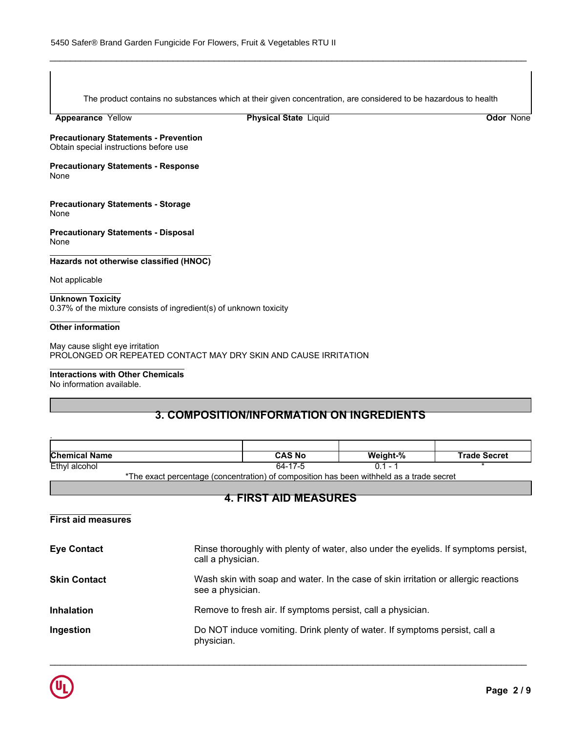The product contains no substances which at their given concentration, are considered to be hazardous to health

**Appearance** Yellow **Physical State** Liquid **Odor** None

**Precautionary Statements - Prevention**
Obtain special instructions before use

**Precautionary Statements - Response**
None

**Precautionary Statements - Storage**
None

**Precautionary Statements - Disposal**
None

**Hazards not otherwise classified (HNOC)**

Not applicable

**Unknown Toxicity**
0.37% of the mixture consists of ingredient(s) of unknown toxicity

**Other information**

May cause slight eye irritation
PROLONGED OR REPEATED CONTACT MAY DRY SKIN AND CAUSE IRRITATION

**Interactions with Other Chemicals**
No information available.

## 3. COMPOSITION/INFORMATION ON INGREDIENTS

| Chemical Name | CAS No | Weight-% | Trade Secret |
|---|---|---|---|
| Ethyl alcohol | 64-17-5 | 0.1 - 1 | * |

*The exact percentage (concentration) of composition has been withheld as a trade secret

## 4. FIRST AID MEASURES

**First aid measures**

**Eye Contact** Rinse thoroughly with plenty of water, also under the eyelids. If symptoms persist, call a physician.

**Skin Contact** Wash skin with soap and water. In the case of skin irritation or allergic reactions see a physician.

**Inhalation** Remove to fresh air. If symptoms persist, call a physician.

**Ingestion** Do NOT induce vomiting. Drink plenty of water. If symptoms persist, call a physician.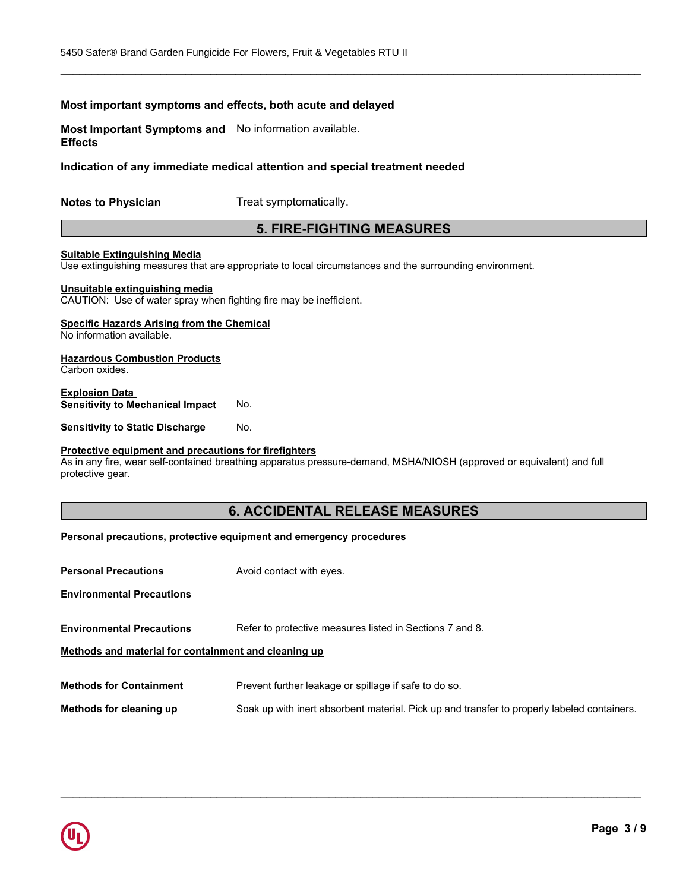**Most important symptoms and effects, both acute and delayed**

**Most Important Symptoms and Effects** No information available.

**Indication of any immediate medical attention and special treatment needed**

**Notes to Physician** Treat symptomatically.

## 5. FIRE-FIGHTING MEASURES

**Suitable Extinguishing Media**
Use extinguishing measures that are appropriate to local circumstances and the surrounding environment.

**Unsuitable extinguishing media**
CAUTION: Use of water spray when fighting fire may be inefficient.

**Specific Hazards Arising from the Chemical**
No information available.

**Hazardous Combustion Products**
Carbon oxides.

**Explosion Data**
**Sensitivity to Mechanical Impact** No.

**Sensitivity to Static Discharge** No.

**Protective equipment and precautions for firefighters**
As in any fire, wear self-contained breathing apparatus pressure-demand, MSHA/NIOSH (approved or equivalent) and full protective gear.

## 6. ACCIDENTAL RELEASE MEASURES

**Personal precautions, protective equipment and emergency procedures**

**Personal Precautions** Avoid contact with eyes.

**Environmental Precautions**

**Environmental Precautions** Refer to protective measures listed in Sections 7 and 8.

**Methods and material for containment and cleaning up**

**Methods for Containment** Prevent further leakage or spillage if safe to do so.

**Methods for cleaning up** Soak up with inert absorbent material. Pick up and transfer to properly labeled containers.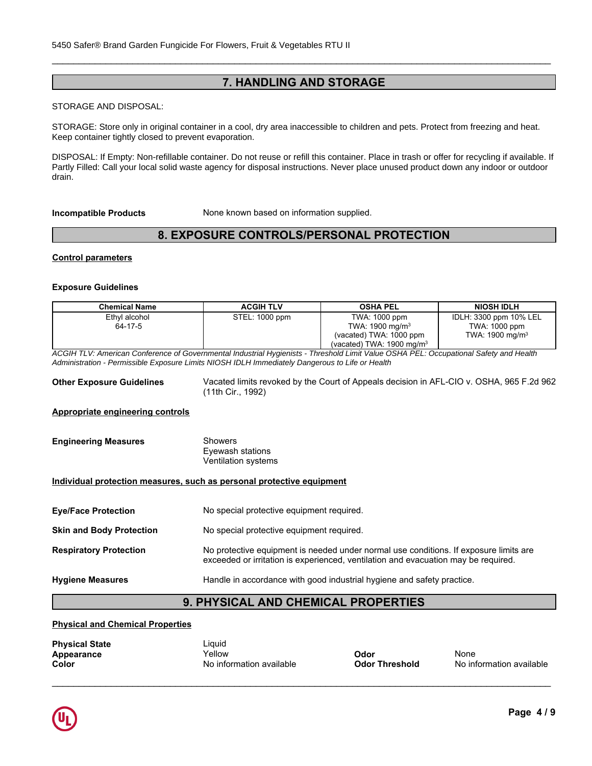## 7. HANDLING AND STORAGE

STORAGE AND DISPOSAL:

STORAGE: Store only in original container in a cool, dry area inaccessible to children and pets. Protect from freezing and heat. Keep container tightly closed to prevent evaporation.

DISPOSAL: If Empty: Non-refillable container. Do not reuse or refill this container. Place in trash or offer for recycling if available. If Partly Filled: Call your local solid waste agency for disposal instructions. Never place unused product down any indoor or outdoor drain.

**Incompatible Products** None known based on information supplied.

## 8. EXPOSURE CONTROLS/PERSONAL PROTECTION

**Control parameters**

**Exposure Guidelines**

| Chemical Name | ACGIH TLV | OSHA PEL | NIOSH IDLH |
|---|---|---|---|
| Ethyl alcohol<br>64-17-5 | STEL: 1000 ppm | TWA: 1000 ppm<br>TWA: 1900 mg/m$^3$<br>(vacated) TWA: 1000 ppm<br>(vacated) TWA: 1900 mg/m$^3$ | IDLH: 3300 ppm 10% LEL<br>TWA: 1000 ppm<br>TWA: 1900 mg/m$^3$ |

*ACGIH TLV: American Conference of Governmental Industrial Hygienists - Threshold Limit Value OSHA PEL: Occupational Safety and Health Administration - Permissible Exposure Limits NIOSH IDLH Immediately Dangerous to Life or Health*

**Other Exposure Guidelines** Vacated limits revoked by the Court of Appeals decision in AFL-CIO v. OSHA, 965 F.2d 962 (11th Cir., 1992)

**Appropriate engineering controls**

**Engineering Measures** Showers
Eyewash stations
Ventilation systems

**Individual protection measures, such as personal protective equipment**

**Eye/Face Protection** No special protective equipment required.

**Skin and Body Protection** No special protective equipment required.

**Respiratory Protection** No protective equipment is needed under normal use conditions. If exposure limits are exceeded or irritation is experienced, ventilation and evacuation may be required.

**Hygiene Measures** Handle in accordance with good industrial hygiene and safety practice.

## 9. PHYSICAL AND CHEMICAL PROPERTIES

**Physical and Chemical Properties**

**Physical State** Liquid
**Appearance** Yellow
**Color** No information available

**Odor** None
**Odor Threshold** No information available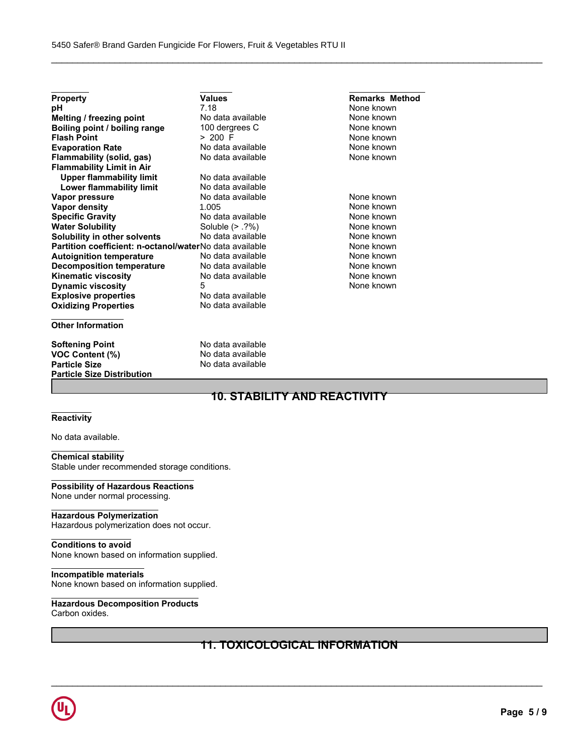| Property | Values | Remarks Method |
| --- | --- | --- |
| **pH** | 7.18 | None known |
| **Melting / freezing point** | No data available | None known |
| **Boiling point / boiling range** | 100 dergrees C | None known |
| **Flash Point** | > 200 F | None known |
| **Evaporation Rate** | No data available | None known |
| **Flammability (solid, gas)** | No data available | None known |
| **Flammability Limit in Air** | | |
| **Upper flammability limit** | No data available | |
| **Lower flammability limit** | No data available | |
| **Vapor pressure** | No data available | None known |
| **Vapor density** | 1.005 | None known |
| **Specific Gravity** | No data available | None known |
| **Water Solubility** | Soluble (> .?%) | None known |
| **Solubility in other solvents** | No data available | None known |
| **Partition coefficient: n-octanol/water** | No data available | None known |
| **Autoignition temperature** | No data available | None known |
| **Decomposition temperature** | No data available | None known |
| **Kinematic viscosity** | No data available | None known |
| **Dynamic viscosity** | 5 | None known |
| **Explosive properties** | No data available | |
| **Oxidizing Properties** | No data available | |

**Other Information**

| | |
| --- | --- |
| **Softening Point** | No data available |
| **VOC Content (%)** | No data available |
| **Particle Size** | No data available |
| **Particle Size Distribution** | |

## 10. STABILITY AND REACTIVITY

**Reactivity**

No data available.

**Chemical stability**
Stable under recommended storage conditions.

**Possibility of Hazardous Reactions**
None under normal processing.

**Hazardous Polymerization**
Hazardous polymerization does not occur.

**Conditions to avoid**
None known based on information supplied.

**Incompatible materials**
None known based on information supplied.

**Hazardous Decomposition Products**
Carbon oxides.

## 11. TOXICOLOGICAL INFORMATION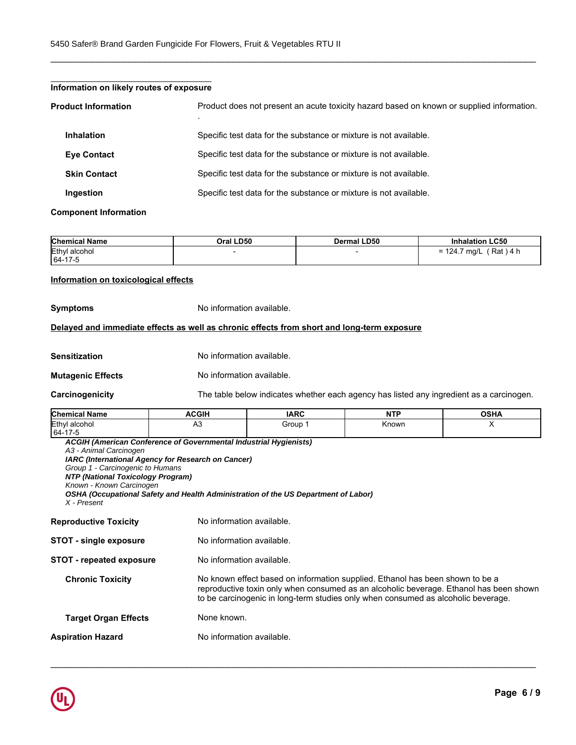### Information on likely routes of exposure

**Product Information** Product does not present an acute toxicity hazard based on known or supplied information.
.

**Inhalation** Specific test data for the substance or mixture is not available.

**Eye Contact** Specific test data for the substance or mixture is not available.

**Skin Contact** Specific test data for the substance or mixture is not available.

**Ingestion** Specific test data for the substance or mixture is not available.

**Component Information**

| Chemical Name | Oral LD50 | Dermal LD50 | Inhalation LC50 |
|---|---|---|---|
| Ethyl alcohol<br>64-17-5 | - | - | = 124.7 mg/L ( Rat ) 4 h |

### Information on toxicological effects

**Symptoms** No information available.

### Delayed and immediate effects as well as chronic effects from short and long-term exposure

**Sensitization** No information available.

**Mutagenic Effects** No information available.

**Carcinogenicity** The table below indicates whether each agency has listed any ingredient as a carcinogen.

| Chemical Name | ACGIH | IARC | NTP | OSHA |
|---|---|---|---|---|
| Ethyl alcohol<br>64-17-5 | A3 | Group 1 | Known | X |

***ACGIH (American Conference of Governmental Industrial Hygienists)***
*A3 - Animal Carcinogen*
***IARC (International Agency for Research on Cancer)***
*Group 1 - Carcinogenic to Humans*
***NTP (National Toxicology Program)***
*Known - Known Carcinogen*
***OSHA (Occupational Safety and Health Administration of the US Department of Labor)***
*X - Present*

**Reproductive Toxicity** No information available.

**STOT - single exposure** No information available.

**STOT - repeated exposure** No information available.

**Chronic Toxicity** No known effect based on information supplied. Ethanol has been shown to be a reproductive toxin only when consumed as an alcoholic beverage. Ethanol has been shown to be carcinogenic in long-term studies only when consumed as alcoholic beverage.

**Target Organ Effects** None known.

**Aspiration Hazard** No information available.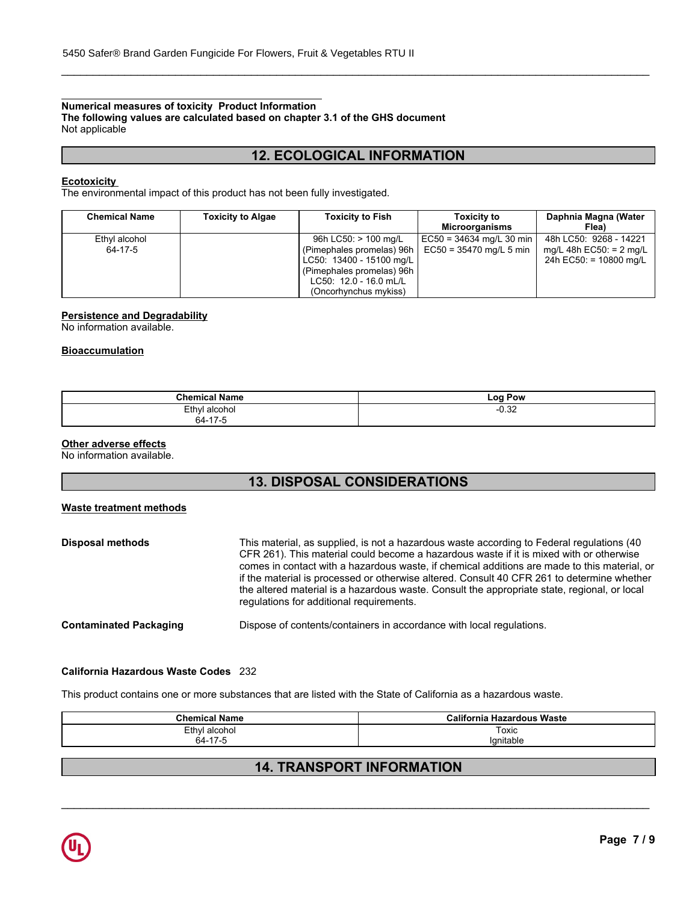**Numerical measures of toxicity Product Information**
**The following values are calculated based on chapter 3.1 of the GHS document**
Not applicable

## 12. ECOLOGICAL INFORMATION

**Ecotoxicity**
The environmental impact of this product has not been fully investigated.

| Chemical Name | Toxicity to Algae | Toxicity to Fish | Toxicity to Microorganisms | Daphnia Magna (Water Flea) |
|---|---|---|---|---|
| Ethyl alcohol 64-17-5 | | 96h LC50: > 100 mg/L (Pimephales promelas) 96h LC50: 13400 - 15100 mg/L (Pimephales promelas) 96h LC50: 12.0 - 16.0 mL/L (Oncorhynchus mykiss) | EC50 = 34634 mg/L 30 min EC50 = 35470 mg/L 5 min | 48h LC50: 9268 - 14221 mg/L 48h EC50: = 2 mg/L 24h EC50: = 10800 mg/L |

**Persistence and Degradability**
No information available.

**Bioaccumulation**

| Chemical Name | Log Pow |
|---|---|
| Ethyl alcohol 64-17-5 | -0.32 |

**Other adverse effects**
No information available.

## 13. DISPOSAL CONSIDERATIONS

**Waste treatment methods**

**Disposal methods** This material, as supplied, is not a hazardous waste according to Federal regulations (40 CFR 261). This material could become a hazardous waste if it is mixed with or otherwise comes in contact with a hazardous waste, if chemical additions are made to this material, or if the material is processed or otherwise altered. Consult 40 CFR 261 to determine whether the altered material is a hazardous waste. Consult the appropriate state, regional, or local regulations for additional requirements.

**Contaminated Packaging** Dispose of contents/containers in accordance with local regulations.

**California Hazardous Waste Codes** 232

This product contains one or more substances that are listed with the State of California as a hazardous waste.

| Chemical Name | California Hazardous Waste |
|---|---|
| Ethyl alcohol 64-17-5 | Toxic Ignitable |

## 14. TRANSPORT INFORMATION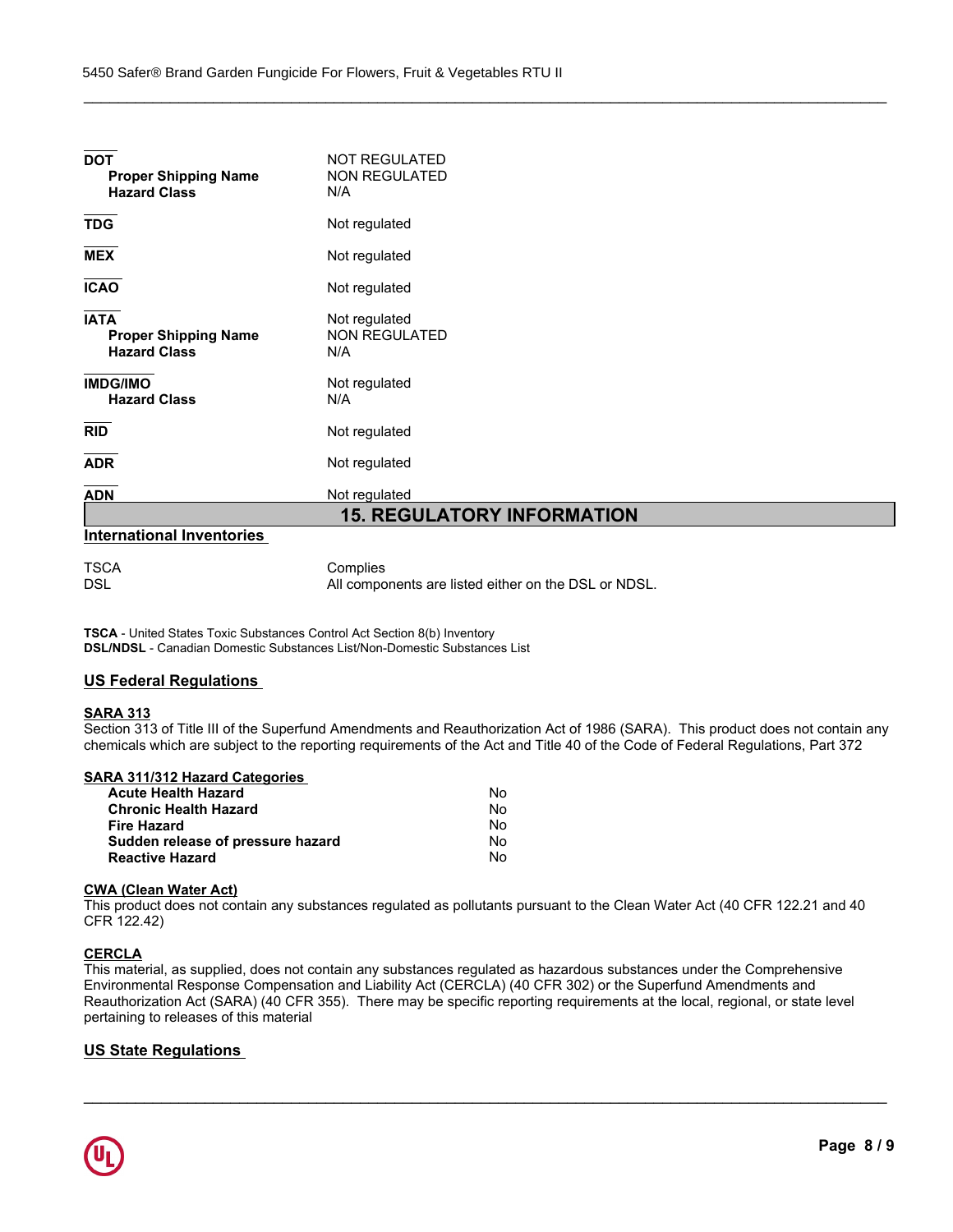**DOT**

| | |
|---|---|
| **DOT** | NOT REGULATED |
| **Proper Shipping Name** | NON REGULATED |
| **Hazard Class** | N/A |
| **TDG** | Not regulated |
| **MEX** | Not regulated |
| **ICAO** | Not regulated |
| **IATA** | Not regulated |
| **Proper Shipping Name** | NON REGULATED |
| **Hazard Class** | N/A |
| **IMDG/IMO** | Not regulated |
| **Hazard Class** | N/A |
| **RID** | Not regulated |
| **ADR** | Not regulated |
| **ADN** | Not regulated |

## 15. REGULATORY INFORMATION

### International Inventories

| | |
|---|---|
| TSCA | Complies |
| DSL | All components are listed either on the DSL or NDSL. |

**TSCA** - United States Toxic Substances Control Act Section 8(b) Inventory
**DSL/NDSL** - Canadian Domestic Substances List/Non-Domestic Substances List

### US Federal Regulations

**SARA 313**
Section 313 of Title III of the Superfund Amendments and Reauthorization Act of 1986 (SARA). This product does not contain any chemicals which are subject to the reporting requirements of the Act and Title 40 of the Code of Federal Regulations, Part 372

**SARA 311/312 Hazard Categories**

| | |
|---|---|
| **Acute Health Hazard** | No |
| **Chronic Health Hazard** | No |
| **Fire Hazard** | No |
| **Sudden release of pressure hazard** | No |
| **Reactive Hazard** | No |

**CWA (Clean Water Act)**
This product does not contain any substances regulated as pollutants pursuant to the Clean Water Act (40 CFR 122.21 and 40 CFR 122.42)

**CERCLA**
This material, as supplied, does not contain any substances regulated as hazardous substances under the Comprehensive Environmental Response Compensation and Liability Act (CERCLA) (40 CFR 302) or the Superfund Amendments and Reauthorization Act (SARA) (40 CFR 355). There may be specific reporting requirements at the local, regional, or state level pertaining to releases of this material

### US State Regulations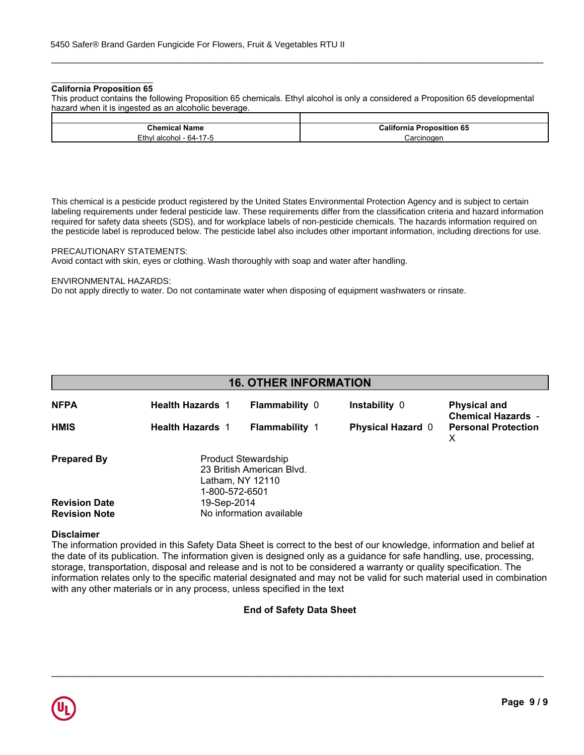#### California Proposition 65

This product contains the following Proposition 65 chemicals. Ethyl alcohol is only a considered a Proposition 65 developmental hazard when it is ingested as an alcoholic beverage.

| Chemical Name | California Proposition 65 |
| --- | --- |
| Ethyl alcohol - 64-17-5 | Carcinogen |

This chemical is a pesticide product registered by the United States Environmental Protection Agency and is subject to certain labeling requirements under federal pesticide law. These requirements differ from the classification criteria and hazard information required for safety data sheets (SDS), and for workplace labels of non-pesticide chemicals. The hazards information required on the pesticide label is reproduced below. The pesticide label also includes other important information, including directions for use.

PRECAUTIONARY STATEMENTS:
Avoid contact with skin, eyes or clothing. Wash thoroughly with soap and water after handling.

ENVIRONMENTAL HAZARDS:
Do not apply directly to water. Do not contaminate water when disposing of equipment washwaters or rinsate.

## 16. OTHER INFORMATION

| | | | | |
| --- | --- | --- | --- | --- |
| **NFPA** | **Health Hazards** 1 | **Flammability** 0 | **Instability** 0 | **Physical and Chemical Hazards** - |
| **HMIS** | **Health Hazards** 1 | **Flammability** 1 | **Physical Hazard** 0 | **Personal Protection** X |

**Prepared By**
Product Stewardship
23 British American Blvd.
Latham, NY 12110
1-800-572-6501

**Revision Date** 19-Sep-2014
**Revision Note** No information available

**Disclaimer**
The information provided in this Safety Data Sheet is correct to the best of our knowledge, information and belief at the date of its publication. The information given is designed only as a guidance for safe handling, use, processing, storage, transportation, disposal and release and is not to be considered a warranty or quality specification. The information relates only to the specific material designated and may not be valid for such material used in combination with any other materials or in any process, unless specified in the text

**End of Safety Data Sheet**